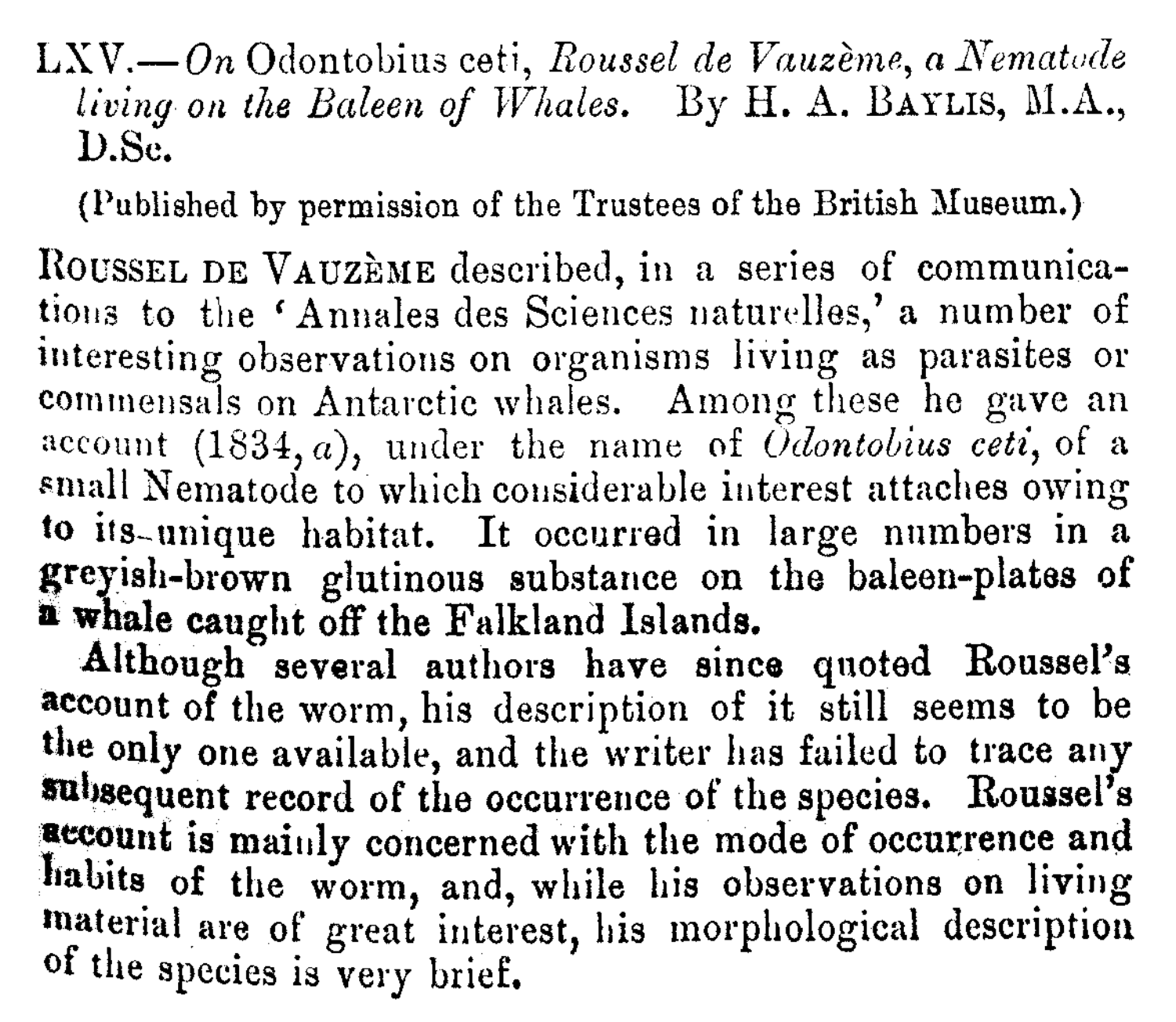# LXV.—*On* Odontobius ceti, *Roussel de Vauzème, a Nematode living on the Baleen of Whales.* By H. A. Baylis, M.A., D.Sc.

(Published by permission of the Trustees of the British Museum.)

Roussel de Vauzème described, in a series of communications to the 'Annales des Sciences naturelles,' a number of interesting observations on organisms living as parasites or commensals on Antarctic whales. Among these he gave an account (1834, *a*), under the name of *Odontobius ceti*, of a small Nematode to which considerable interest attaches owing to its unique habitat. It occurred in large numbers in a greyish-brown glutinous substance on the baleen-plates of a whale caught off the Falkland Islands.

Although several authors have since quoted Roussel's account of the worm, his description of it still seems to be the only one available, and the writer has failed to trace any subsequent record of the occurrence of the species. Roussel's account is mainly concerned with the mode of occurrence and habits of the worm, and, while his observations on living material are of great interest, his morphological description of the species is very brief.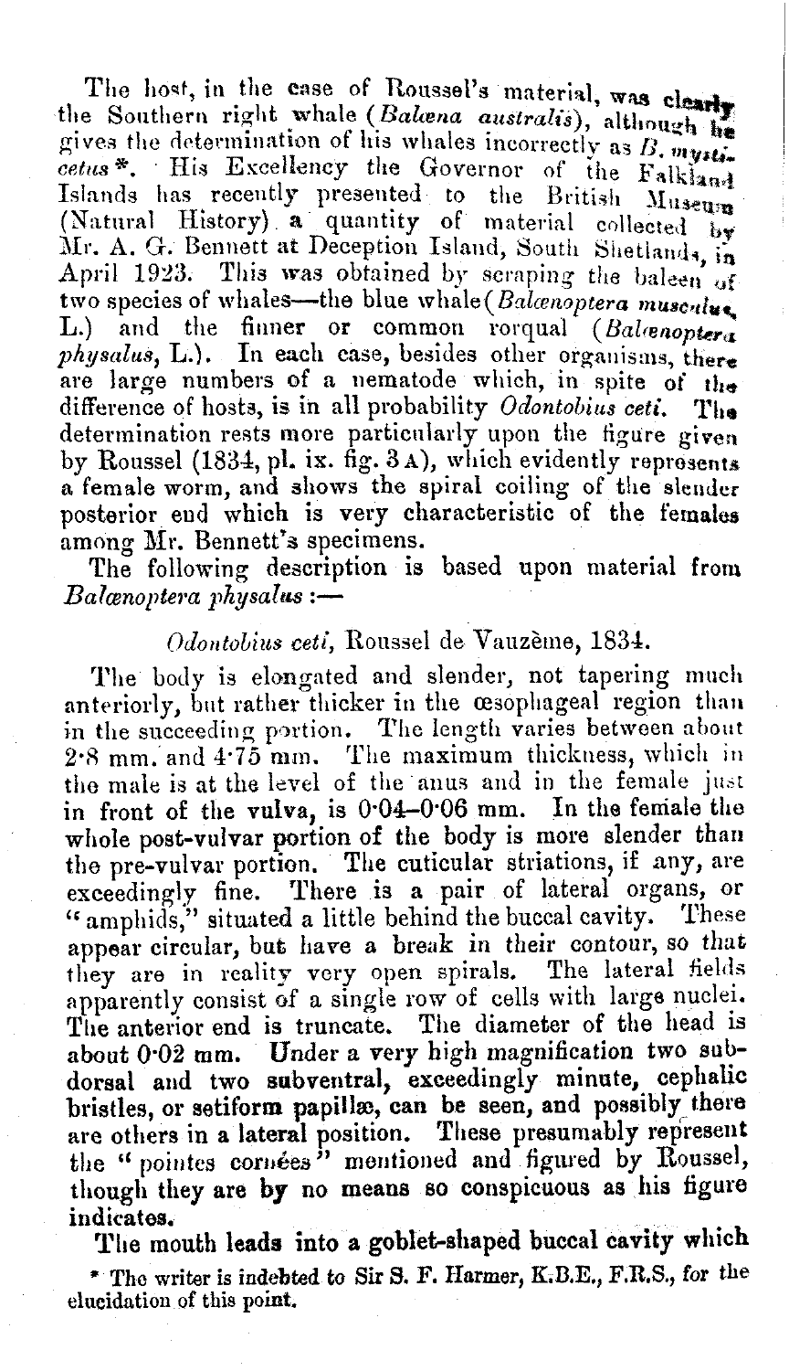The host, in the case of Roussel's material, was clearly the Southern right whale (*Balæna australis*), although he gives the determination of his whales incorrectly as *B. mysticetus* *. His Excellency the Governor of the Falkland Islands has recently presented to the British Museum (Natural History) a quantity of material collected by Mr. A. G. Bennett at Deception Island, South Shetlands, in April 1923. This was obtained by scraping the baleen of two species of whales—the blue whale (*Balænoptera musculus*, L.) and the finner or common rorqual (*Balænoptera physalus*, L.). In each case, besides other organisms, there are large numbers of a nematode which, in spite of the difference of hosts, is in all probability *Odontobius ceti*. The determination rests more particularly upon the figure given by Roussel (1834, pl. ix. fig. 3 A), which evidently represents a female worm, and shows the spiral coiling of the slender posterior end which is very characteristic of the females among Mr. Bennett's specimens.

The following description is based upon material from *Balænoptera physalus* :—

*Odontobius ceti*, Roussel de Vauzème, 1834.

The body is elongated and slender, not tapering much anteriorly, but rather thicker in the œsophageal region than in the succeeding portion. The length varies between about 2·8 mm. and 4·75 mm. The maximum thickness, which in the male is at the level of the anus and in the female just in front of the vulva, is 0·04–0·06 mm. In the female the whole post-vulvar portion of the body is more slender than the pre-vulvar portion. The cuticular striations, if any, are exceedingly fine. There is a pair of lateral organs, or "amphids," situated a little behind the buccal cavity. These appear circular, but have a break in their contour, so that they are in reality very open spirals. The lateral fields apparently consist of a single row of cells with large nuclei. The anterior end is truncate. The diameter of the head is about 0·02 mm. Under a very high magnification two subdorsal and two subventral, exceedingly minute, cephalic bristles, or setiform papillæ, can be seen, and possibly there are others in a lateral position. These presumably represent the "pointes cornées" mentioned and figured by Roussel, though they are by no means so conspicuous as his figure indicates.

The mouth leads into a goblet-shaped buccal cavity which

* The writer is indebted to Sir S. F. Harmer, K.B.E., F.R.S., for the elucidation of this point.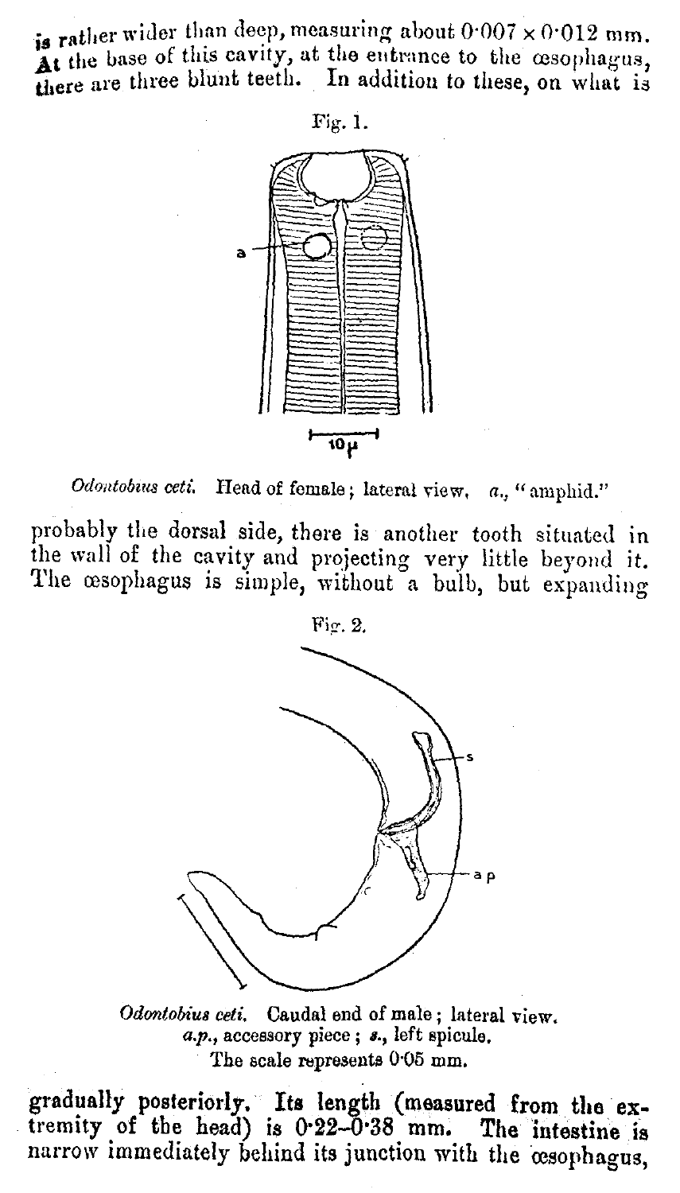is rather wider than deep, measuring about 0·007 × 0·012 mm. At the base of this cavity, at the entrance to the œsophagus, there are three blunt teeth. In addition to these, on what is

Fig. 1.

*Odontobius ceti.* Head of female; lateral view. *a.*, "amphid."

probably the dorsal side, there is another tooth situated in the wall of the cavity and projecting very little beyond it. The œsophagus is simple, without a bulb, but expanding

Fig. 2.

*Odontobius ceti.* Caudal end of male; lateral view. *a.p.*, accessory piece; *s.*, left spicule. The scale represents 0·05 mm.

gradually posteriorly. Its length (measured from the extremity of the head) is 0·22–0·38 mm. The intestine is narrow immediately behind its junction with the œsophagus,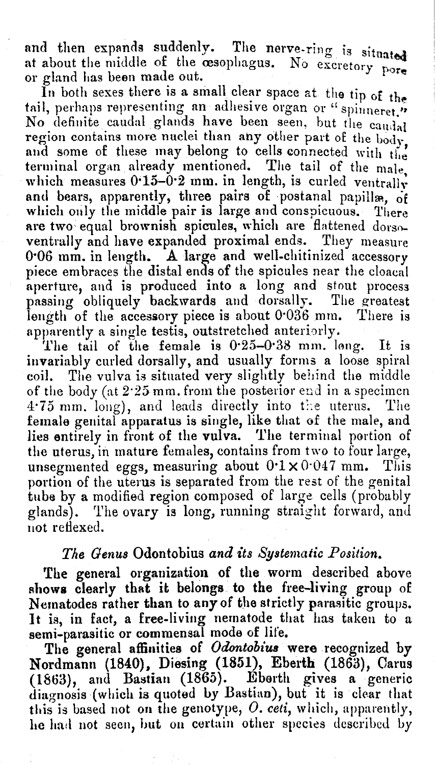and then expands suddenly. The nerve-ring is situated at about the middle of the œsophagus. No excretory pore or gland has been made out.

In both sexes there is a small clear space at the tip of the tail, perhaps representing an adhesive organ or "spinneret." No definite caudal glands have been seen, but the caudal region contains more nuclei than any other part of the body, and some of these may belong to cells connected with the terminal organ already mentioned. The tail of the male, which measures 0·15–0·2 mm. in length, is curled ventrally and bears, apparently, three pairs of postanal papillæ, of which only the middle pair is large and conspicuous. There are two equal brownish spicules, which are flattened dorso-ventrally and have expanded proximal ends. They measure 0·06 mm. in length. A large and well-chitinized accessory piece embraces the distal ends of the spicules near the cloacal aperture, and is produced into a long and stout process passing obliquely backwards and dorsally. The greatest length of the accessory piece is about 0·036 mm. There is apparently a single testis, outstretched anteriorly.

The tail of the female is 0·25–0·38 mm. long. It is invariably curled dorsally, and usually forms a loose spiral coil. The vulva is situated very slightly behind the middle of the body (at 2·25 mm. from the posterior end in a specimen 4·75 mm. long), and leads directly into the uterus. The female genital apparatus is single, like that of the male, and lies entirely in front of the vulva. The terminal portion of the uterus, in mature females, contains from two to four large, unsegmented eggs, measuring about 0·1 × 0·047 mm. This portion of the uterus is separated from the rest of the genital tube by a modified region composed of large cells (probably glands). The ovary is long, running straight forward, and not reflexed.

### *The Genus* Odontobius *and its Systematic Position.*

The general organization of the worm described above shows clearly that it belongs to the free-living group of Nematodes rather than to any of the strictly parasitic groups. It is, in fact, a free-living nematode that has taken to a semi-parasitic or commensal mode of life.

The general affinities of *Odontobius* were recognized by Nordmann (1840), Diesing (1851), Eberth (1863), Carus (1863), and Bastian (1865). Eberth gives a generic diagnosis (which is quoted by Bastian), but it is clear that this is based not on the genotype, *O. ceti*, which, apparently, he had not seen, but on certain other species described by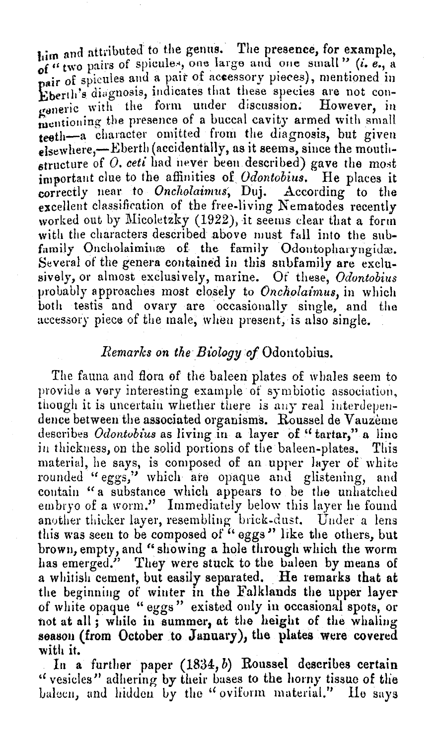him and attributed to the genus. The presence, for example, of "two pairs of spicules, one large and one small" (*i. e.*, a pair of spicules and a pair of accessory pieces), mentioned in Eberth's diagnosis, indicates that these species are not congeneric with the form under discussion. However, in mentioning the presence of a buccal cavity armed with small teeth—a character omitted from the diagnosis, but given elsewhere,—Eberth (accidentally, as it seems, since the mouth-structure of *O. ceti* had never been described) gave the most important clue to the affinities of *Odontobius*. He places it correctly near to *Oncholaimus*, Duj. According to the excellent classification of the free-living Nematodes recently worked out by Micoletzky (1922), it seems clear that a form with the characters described above must fall into the subfamily Oncholaiminæ of the family Odontopharyngidæ. Several of the genera contained in this subfamily are exclusively, or almost exclusively, marine. Of these, *Odontobius* probably approaches most closely to *Oncholaimus*, in which both testis and ovary are occasionally single, and the accessory piece of the male, when present, is also single.

### *Remarks on the Biology of* Odontobius.

The fauna and flora of the baleen plates of whales seem to provide a very interesting example of symbiotic association, though it is uncertain whether there is any real interdependence between the associated organisms. Roussel de Vauzème describes *Odontobius* as living in a layer of "tartar," a line in thickness, on the solid portions of the baleen-plates. This material, he says, is composed of an upper layer of white rounded "eggs," which are opaque and glistening, and contain "a substance which appears to be the unhatched embryo of a worm." Immediately below this layer he found another thicker layer, resembling brick-dust. Under a lens this was seen to be composed of "eggs" like the others, but brown, empty, and "showing a hole through which the worm has emerged." They were stuck to the baleen by means of a whitish cement, but easily separated. He remarks that at the beginning of winter in the Falklands the upper layer of white opaque "eggs" existed only in occasional spots, or not at all; while in summer, at the height of the whaling season (from October to January), the plates were covered with it.

In a further paper (1834, *b*) Roussel describes certain "vesicles" adhering by their bases to the horny tissue of the baleen, and hidden by the "oviform material." He says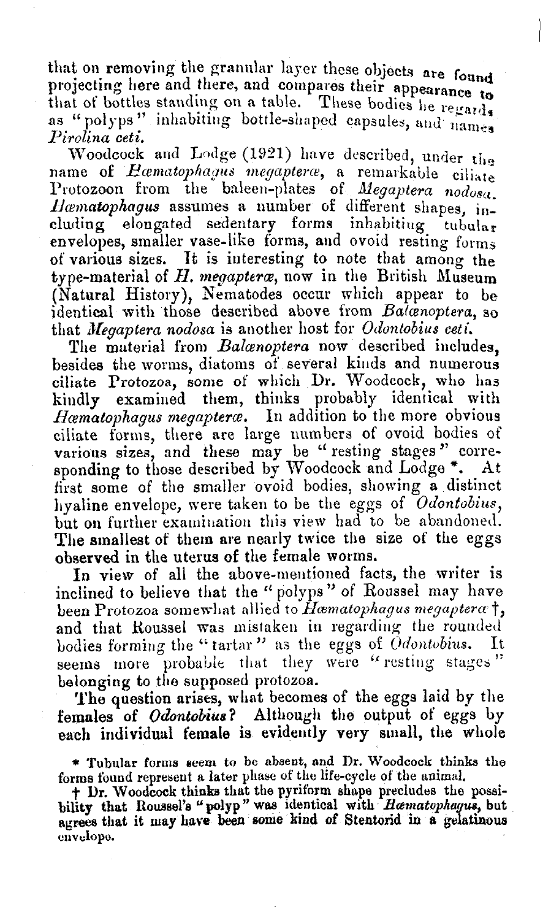that on removing the granular layer these objects are found projecting here and there, and compares their appearance to that of bottles standing on a table. These bodies he regards as "polyps" inhabiting bottle-shaped capsules, and names *Pirolina ceti*.

Woodcock and Lodge (1921) have described, under the name of *Hæmatophagus megapteræ*, a remarkable ciliate Protozoon from the baleen-plates of *Megaptera nodosa*. *Hæmatophagus* assumes a number of different shapes, including elongated sedentary forms inhabiting tubular envelopes, smaller vase-like forms, and ovoid resting forms of various sizes. It is interesting to note that among the type-material of *H. megapteræ*, now in the British Museum (Natural History), Nematodes occur which appear to be identical with those described above from *Balænoptera*, so that *Megaptera nodosa* is another host for *Odontobius ceti*.

The material from *Balænoptera* now described includes, besides the worms, diatoms of several kinds and numerous ciliate Protozoa, some of which Dr. Woodcock, who has kindly examined them, thinks probably identical with *Hæmatophagus megapteræ*. In addition to the more obvious ciliate forms, there are large numbers of ovoid bodies of various sizes, and these may be "resting stages" corresponding to those described by Woodcock and Lodge *. At first some of the smaller ovoid bodies, showing a distinct hyaline envelope, were taken to be the eggs of *Odontobius*, but on further examination this view had to be abandoned. The smallest of them are nearly twice the size of the eggs observed in the uterus of the female worms.

In view of all the above-mentioned facts, the writer is inclined to believe that the "polyps" of Roussel may have been Protozoa somewhat allied to *Hæmatophagus megapteræ* †, and that Roussel was mistaken in regarding the rounded bodies forming the "tartar" as the eggs of *Odontobius*. It seems more probable that they were "resting stages" belonging to the supposed protozoa.

The question arises, what becomes of the eggs laid by the females of *Odontobius*? Although the output of eggs by each individual female is evidently very small, the whole

---

\* Tubular forms seem to be absent, and Dr. Woodcock thinks the forms found represent a later phase of the life-cycle of the animal.

† Dr. Woodcock thinks that the pyriform shape precludes the possibility that Roussel's "polyp" was identical with *Hæmatophagus*, but agrees that it may have been some kind of Stentorid in a gelatinous envelope.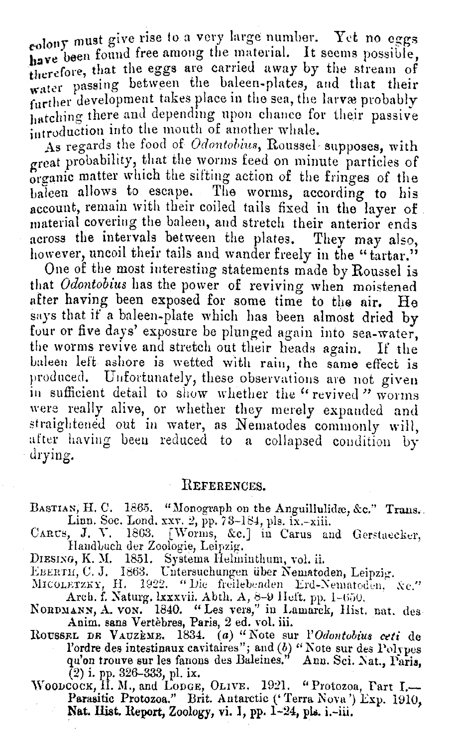colony must give rise to a very large number. Yet no eggs have been found free among the material. It seems possible, therefore, that the eggs are carried away by the stream of water passing between the baleen-plates, and that their further development takes place in the sea, the larvæ probably hatching there and depending upon chance for their passive introduction into the mouth of another whale.

As regards the food of *Odontobius*, Roussel supposes, with great probability, that the worms feed on minute particles of organic matter which the sifting action of the fringes of the baleen allows to escape. The worms, according to his account, remain with their coiled tails fixed in the layer of material covering the baleen, and stretch their anterior ends across the intervals between the plates. They may also, however, uncoil their tails and wander freely in the "tartar."

One of the most interesting statements made by Roussel is that *Odontobius* has the power of reviving when moistened after having been exposed for some time to the air. He says that if a baleen-plate which has been almost dried by four or five days' exposure be plunged again into sea-water, the worms revive and stretch out their heads again. If the baleen left ashore is wetted with rain, the same effect is produced. Unfortunately, these observations are not given in sufficient detail to show whether the "revived" worms were really alive, or whether they merely expanded and straightened out in water, as Nematodes commonly will, after having been reduced to a collapsed condition by drying.

## References.

Bastian, H. C. 1865. "Monograph on the Anguillulidæ, &c." Trans. Linn. Soc. Lond. xxv. 2, pp. 73–184, pls. ix.–xiii.

Carus, J. V. 1863. [Worms, &c.] in Carus and Gerstaecker, Handbuch der Zoologie, Leipzig.

Diesing, K. M. 1851. Systema Helminthum, vol. ii.

Eberth, C. J. 1863. Untersuchungen über Nematoden, Leipzig.

Micoletzky, H. 1922. "Die freilebenden Erd-Nematoden, &c." Arch. f. Naturg. lxxxvii. Abth. A, 8–9 Heft. pp. 1–650.

Nordmann, A. von. 1840. "Les vers," in Lamarck, Hist. nat. des Anim. sans Vertèbres, Paris, 2 ed. vol. iii.

Roussel de Vauzème. 1834. (*a*) "Note sur l'*Odontobius ceti* de l'ordre des intestinaux cavitaires"; and (*b*) "Note sur des Polypes qu'on trouve sur les fanons des Baleines." Ann. Sci. Nat., Paris, (2) i. pp. 326–333, pl. ix.

Woodcock, H. M., and Lodge, Olive. 1921. "Protozoa, Part I.—Parasitic Protozoa." Brit. Antarctic ('Terra Nova') Exp. 1910, **Nat. Hist. Report, Zoology, vi. 1, pp. 1–24, pls. i.–iii.**